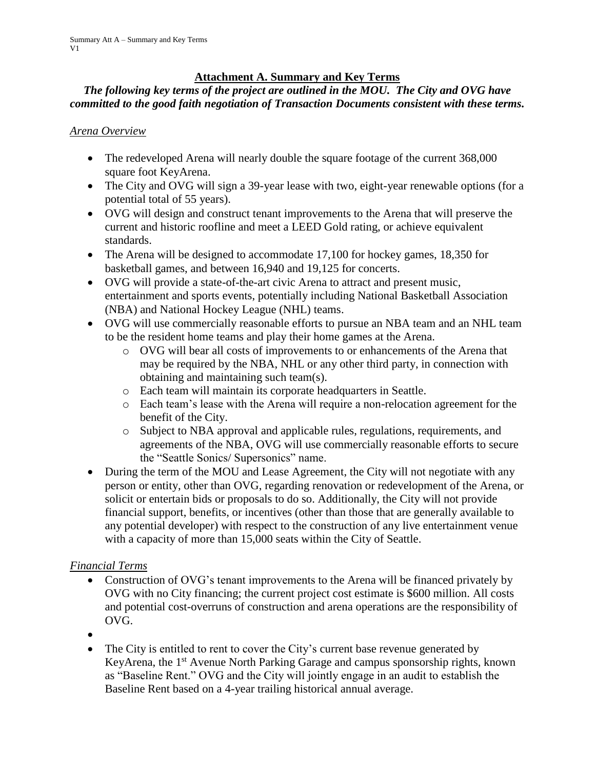## Attachment A. Summary and Key Terms

***The following key terms of the project are outlined in the MOU. The City and OVG have committed to the good faith negotiation of Transaction Documents consistent with these terms.***

*Arena Overview*

- The redeveloped Arena will nearly double the square footage of the current 368,000 square foot KeyArena.
- The City and OVG will sign a 39-year lease with two, eight-year renewable options (for a potential total of 55 years).
- OVG will design and construct tenant improvements to the Arena that will preserve the current and historic roofline and meet a LEED Gold rating, or achieve equivalent standards.
- The Arena will be designed to accommodate 17,100 for hockey games, 18,350 for basketball games, and between 16,940 and 19,125 for concerts.
- OVG will provide a state-of-the-art civic Arena to attract and present music, entertainment and sports events, potentially including National Basketball Association (NBA) and National Hockey League (NHL) teams.
- OVG will use commercially reasonable efforts to pursue an NBA team and an NHL team to be the resident home teams and play their home games at the Arena.
  - OVG will bear all costs of improvements to or enhancements of the Arena that may be required by the NBA, NHL or any other third party, in connection with obtaining and maintaining such team(s).
  - Each team will maintain its corporate headquarters in Seattle.
  - Each team's lease with the Arena will require a non-relocation agreement for the benefit of the City.
  - Subject to NBA approval and applicable rules, regulations, requirements, and agreements of the NBA, OVG will use commercially reasonable efforts to secure the "Seattle Sonics/ Supersonics" name.
- During the term of the MOU and Lease Agreement, the City will not negotiate with any person or entity, other than OVG, regarding renovation or redevelopment of the Arena, or solicit or entertain bids or proposals to do so. Additionally, the City will not provide financial support, benefits, or incentives (other than those that are generally available to any potential developer) with respect to the construction of any live entertainment venue with a capacity of more than 15,000 seats within the City of Seattle.

*Financial Terms*

- Construction of OVG's tenant improvements to the Arena will be financed privately by OVG with no City financing; the current project cost estimate is $600 million. All costs and potential cost-overruns of construction and arena operations are the responsibility of OVG.
- 
- The City is entitled to rent to cover the City's current base revenue generated by KeyArena, the 1st Avenue North Parking Garage and campus sponsorship rights, known as "Baseline Rent." OVG and the City will jointly engage in an audit to establish the Baseline Rent based on a 4-year trailing historical annual average.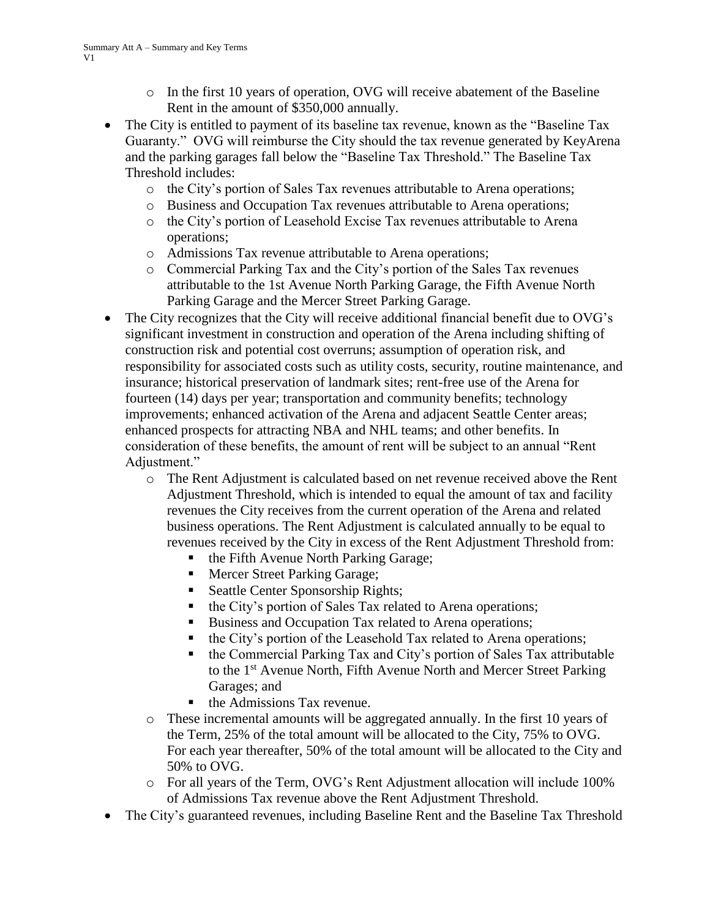- In the first 10 years of operation, OVG will receive abatement of the Baseline Rent in the amount of $350,000 annually.
- The City is entitled to payment of its baseline tax revenue, known as the "Baseline Tax Guaranty." OVG will reimburse the City should the tax revenue generated by KeyArena and the parking garages fall below the "Baseline Tax Threshold." The Baseline Tax Threshold includes:
    - the City's portion of Sales Tax revenues attributable to Arena operations;
    - Business and Occupation Tax revenues attributable to Arena operations;
    - the City's portion of Leasehold Excise Tax revenues attributable to Arena operations;
    - Admissions Tax revenue attributable to Arena operations;
    - Commercial Parking Tax and the City's portion of the Sales Tax revenues attributable to the 1st Avenue North Parking Garage, the Fifth Avenue North Parking Garage and the Mercer Street Parking Garage.
- The City recognizes that the City will receive additional financial benefit due to OVG's significant investment in construction and operation of the Arena including shifting of construction risk and potential cost overruns; assumption of operation risk, and responsibility for associated costs such as utility costs, security, routine maintenance, and insurance; historical preservation of landmark sites; rent-free use of the Arena for fourteen (14) days per year; transportation and community benefits; technology improvements; enhanced activation of the Arena and adjacent Seattle Center areas; enhanced prospects for attracting NBA and NHL teams; and other benefits. In consideration of these benefits, the amount of rent will be subject to an annual "Rent Adjustment."
    - The Rent Adjustment is calculated based on net revenue received above the Rent Adjustment Threshold, which is intended to equal the amount of tax and facility revenues the City receives from the current operation of the Arena and related business operations. The Rent Adjustment is calculated annually to be equal to revenues received by the City in excess of the Rent Adjustment Threshold from:
        - the Fifth Avenue North Parking Garage;
        - Mercer Street Parking Garage;
        - Seattle Center Sponsorship Rights;
        - the City's portion of Sales Tax related to Arena operations;
        - Business and Occupation Tax related to Arena operations;
        - the City's portion of the Leasehold Tax related to Arena operations;
        - the Commercial Parking Tax and City's portion of Sales Tax attributable to the 1st Avenue North, Fifth Avenue North and Mercer Street Parking Garages; and
        - the Admissions Tax revenue.
    - These incremental amounts will be aggregated annually. In the first 10 years of the Term, 25% of the total amount will be allocated to the City, 75% to OVG. For each year thereafter, 50% of the total amount will be allocated to the City and 50% to OVG.
    - For all years of the Term, OVG's Rent Adjustment allocation will include 100% of Admissions Tax revenue above the Rent Adjustment Threshold.
- The City's guaranteed revenues, including Baseline Rent and the Baseline Tax Threshold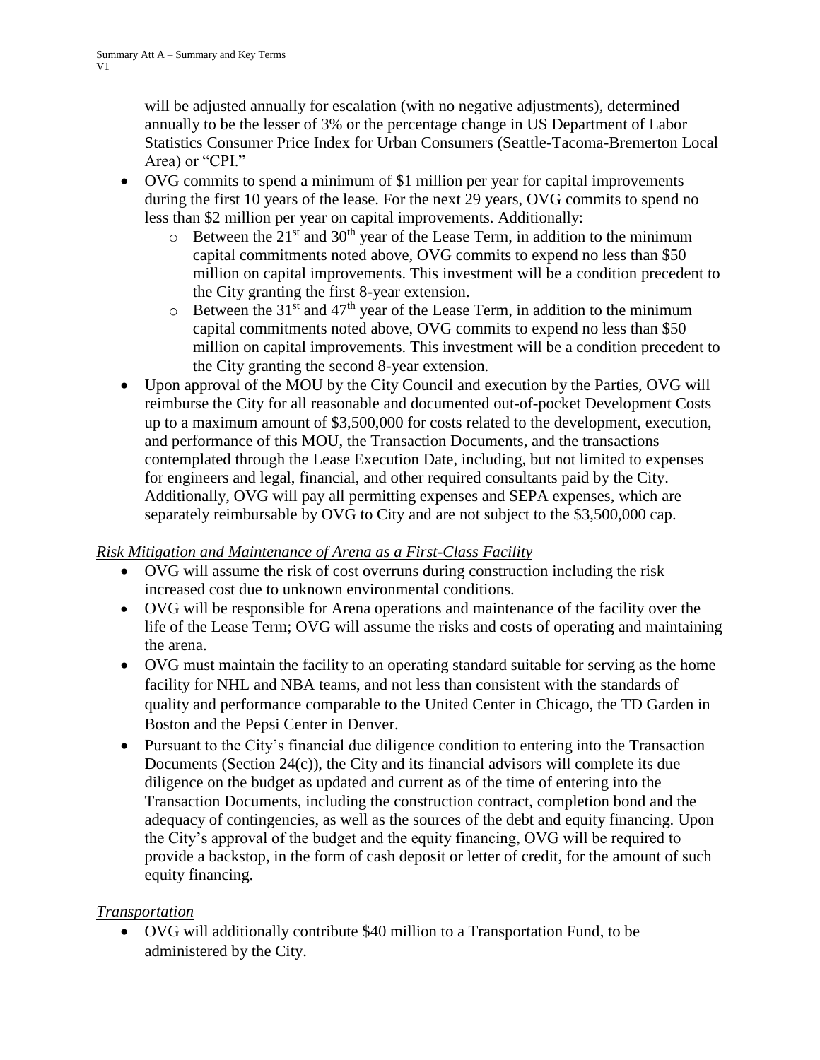will be adjusted annually for escalation (with no negative adjustments), determined annually to be the lesser of 3% or the percentage change in US Department of Labor Statistics Consumer Price Index for Urban Consumers (Seattle-Tacoma-Bremerton Local Area) or "CPI."

- OVG commits to spend a minimum of $1 million per year for capital improvements during the first 10 years of the lease. For the next 29 years, OVG commits to spend no less than $2 million per year on capital improvements. Additionally:
  - Between the 21st and 30th year of the Lease Term, in addition to the minimum capital commitments noted above, OVG commits to expend no less than $50 million on capital improvements. This investment will be a condition precedent to the City granting the first 8-year extension.
  - Between the 31st and 47th year of the Lease Term, in addition to the minimum capital commitments noted above, OVG commits to expend no less than $50 million on capital improvements. This investment will be a condition precedent to the City granting the second 8-year extension.
- Upon approval of the MOU by the City Council and execution by the Parties, OVG will reimburse the City for all reasonable and documented out-of-pocket Development Costs up to a maximum amount of $3,500,000 for costs related to the development, execution, and performance of this MOU, the Transaction Documents, and the transactions contemplated through the Lease Execution Date, including, but not limited to expenses for engineers and legal, financial, and other required consultants paid by the City. Additionally, OVG will pay all permitting expenses and SEPA expenses, which are separately reimbursable by OVG to City and are not subject to the $3,500,000 cap.

*Risk Mitigation and Maintenance of Arena as a First-Class Facility*

- OVG will assume the risk of cost overruns during construction including the risk increased cost due to unknown environmental conditions.
- OVG will be responsible for Arena operations and maintenance of the facility over the life of the Lease Term; OVG will assume the risks and costs of operating and maintaining the arena.
- OVG must maintain the facility to an operating standard suitable for serving as the home facility for NHL and NBA teams, and not less than consistent with the standards of quality and performance comparable to the United Center in Chicago, the TD Garden in Boston and the Pepsi Center in Denver.
- Pursuant to the City's financial due diligence condition to entering into the Transaction Documents (Section 24(c)), the City and its financial advisors will complete its due diligence on the budget as updated and current as of the time of entering into the Transaction Documents, including the construction contract, completion bond and the adequacy of contingencies, as well as the sources of the debt and equity financing. Upon the City's approval of the budget and the equity financing, OVG will be required to provide a backstop, in the form of cash deposit or letter of credit, for the amount of such equity financing.

*Transportation*

- OVG will additionally contribute $40 million to a Transportation Fund, to be administered by the City.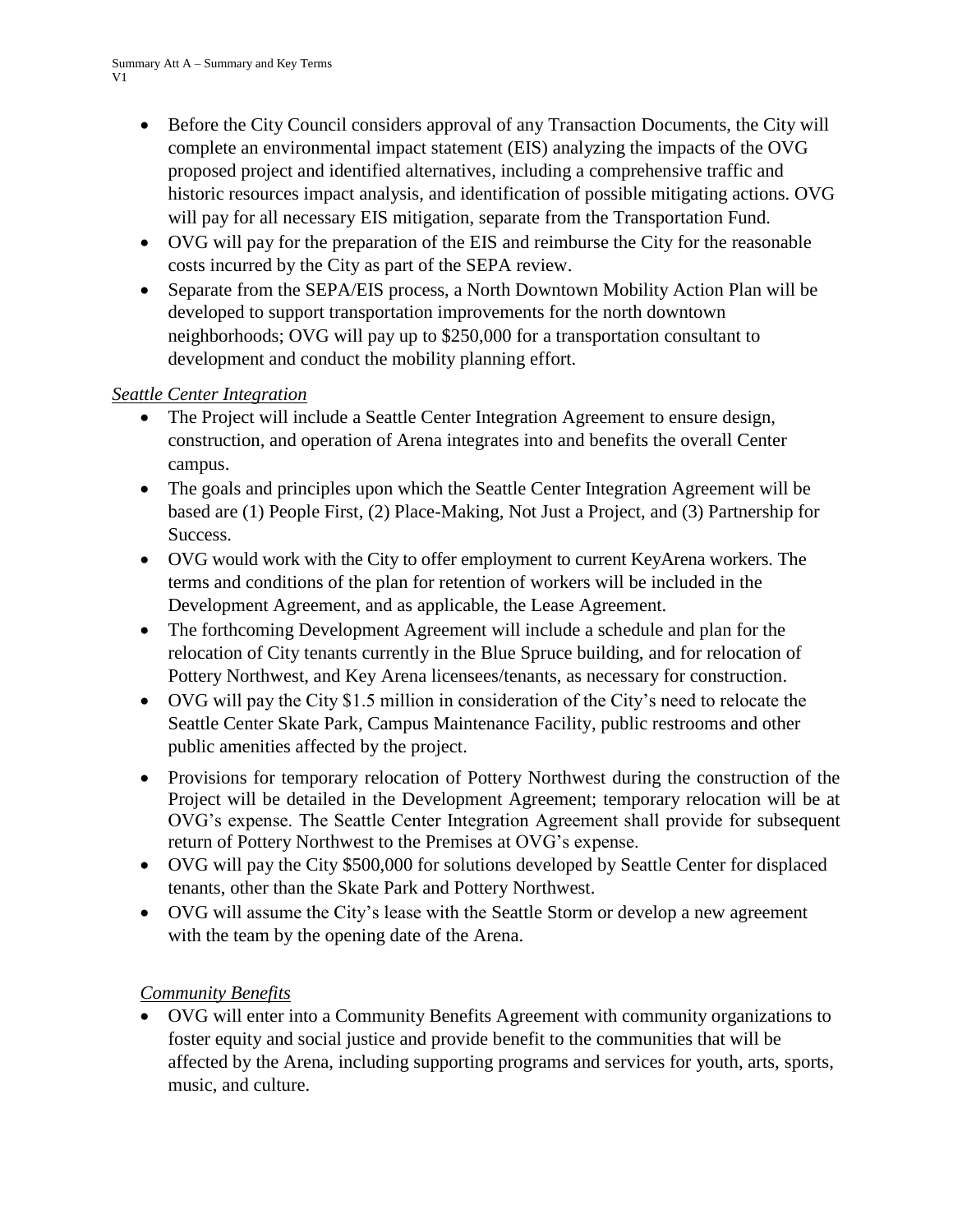- Before the City Council considers approval of any Transaction Documents, the City will complete an environmental impact statement (EIS) analyzing the impacts of the OVG proposed project and identified alternatives, including a comprehensive traffic and historic resources impact analysis, and identification of possible mitigating actions. OVG will pay for all necessary EIS mitigation, separate from the Transportation Fund.
- OVG will pay for the preparation of the EIS and reimburse the City for the reasonable costs incurred by the City as part of the SEPA review.
- Separate from the SEPA/EIS process, a North Downtown Mobility Action Plan will be developed to support transportation improvements for the north downtown neighborhoods; OVG will pay up to $250,000 for a transportation consultant to development and conduct the mobility planning effort.

*Seattle Center Integration*

- The Project will include a Seattle Center Integration Agreement to ensure design, construction, and operation of Arena integrates into and benefits the overall Center campus.
- The goals and principles upon which the Seattle Center Integration Agreement will be based are (1) People First, (2) Place-Making, Not Just a Project, and (3) Partnership for Success.
- OVG would work with the City to offer employment to current KeyArena workers. The terms and conditions of the plan for retention of workers will be included in the Development Agreement, and as applicable, the Lease Agreement.
- The forthcoming Development Agreement will include a schedule and plan for the relocation of City tenants currently in the Blue Spruce building, and for relocation of Pottery Northwest, and Key Arena licensees/tenants, as necessary for construction.
- OVG will pay the City $1.5 million in consideration of the City's need to relocate the Seattle Center Skate Park, Campus Maintenance Facility, public restrooms and other public amenities affected by the project.
- Provisions for temporary relocation of Pottery Northwest during the construction of the Project will be detailed in the Development Agreement; temporary relocation will be at OVG's expense. The Seattle Center Integration Agreement shall provide for subsequent return of Pottery Northwest to the Premises at OVG's expense.
- OVG will pay the City $500,000 for solutions developed by Seattle Center for displaced tenants, other than the Skate Park and Pottery Northwest.
- OVG will assume the City's lease with the Seattle Storm or develop a new agreement with the team by the opening date of the Arena.

*Community Benefits*

- OVG will enter into a Community Benefits Agreement with community organizations to foster equity and social justice and provide benefit to the communities that will be affected by the Arena, including supporting programs and services for youth, arts, sports, music, and culture.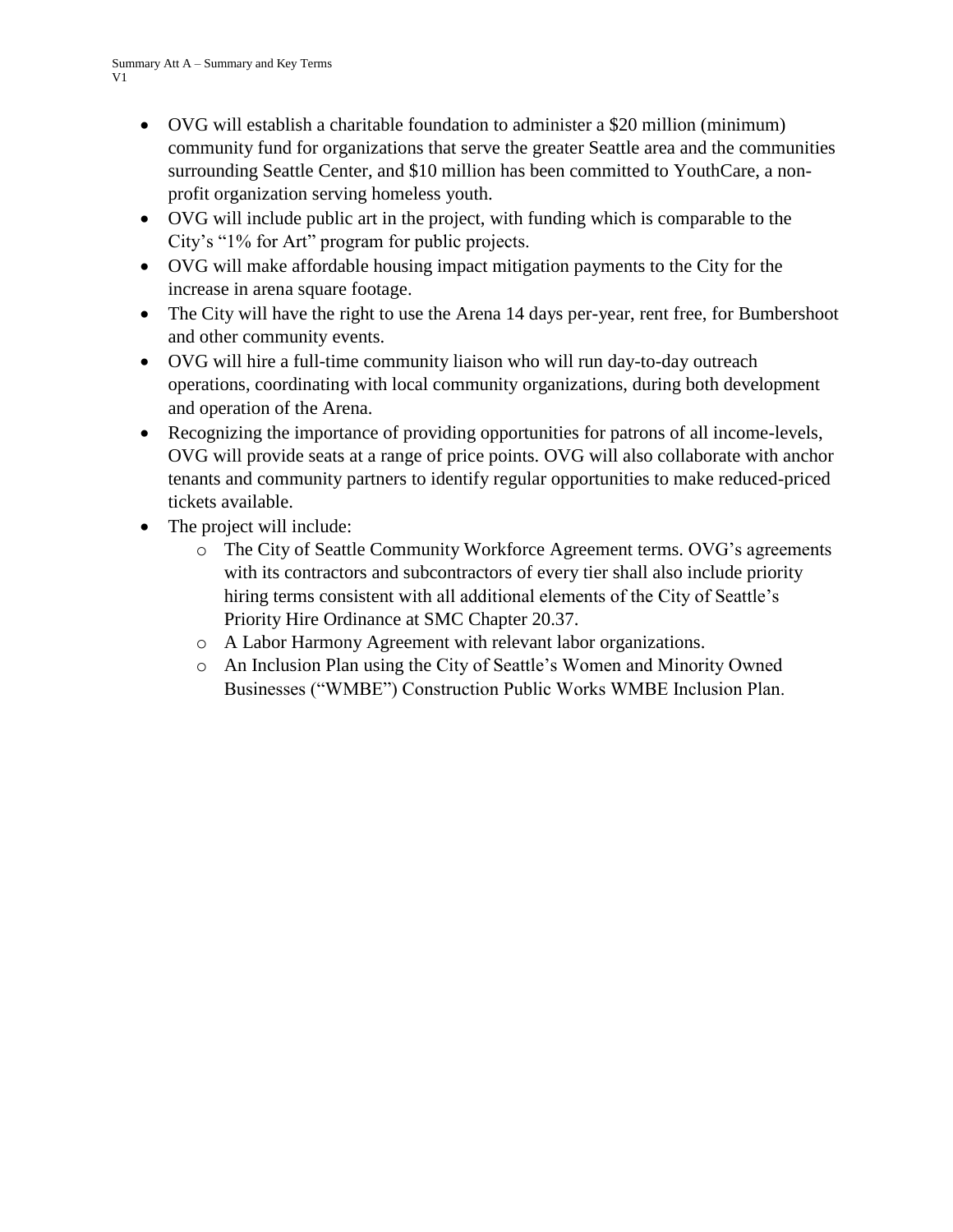- OVG will establish a charitable foundation to administer a $20 million (minimum) community fund for organizations that serve the greater Seattle area and the communities surrounding Seattle Center, and $10 million has been committed to YouthCare, a non-profit organization serving homeless youth.
- OVG will include public art in the project, with funding which is comparable to the City's "1% for Art" program for public projects.
- OVG will make affordable housing impact mitigation payments to the City for the increase in arena square footage.
- The City will have the right to use the Arena 14 days per-year, rent free, for Bumbershoot and other community events.
- OVG will hire a full-time community liaison who will run day-to-day outreach operations, coordinating with local community organizations, during both development and operation of the Arena.
- Recognizing the importance of providing opportunities for patrons of all income-levels, OVG will provide seats at a range of price points. OVG will also collaborate with anchor tenants and community partners to identify regular opportunities to make reduced-priced tickets available.
- The project will include:
  - The City of Seattle Community Workforce Agreement terms. OVG's agreements with its contractors and subcontractors of every tier shall also include priority hiring terms consistent with all additional elements of the City of Seattle's Priority Hire Ordinance at SMC Chapter 20.37.
  - A Labor Harmony Agreement with relevant labor organizations.
  - An Inclusion Plan using the City of Seattle's Women and Minority Owned Businesses ("WMBE") Construction Public Works WMBE Inclusion Plan.